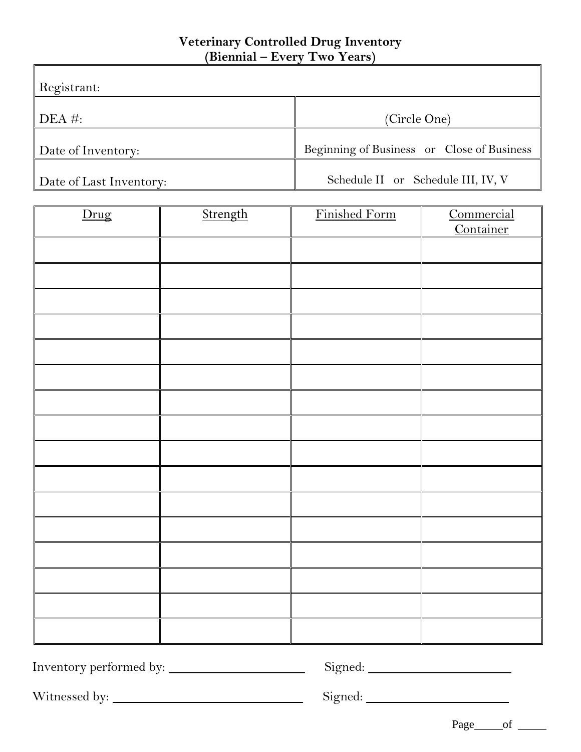# Veterinary Controlled Drug Inventory
## (Biennial – Every Two Years)

| Registrant: | |
|---|---|
| DEA #: | (Circle One) |
| Date of Inventory: | Beginning of Business or Close of Business |
| Date of Last Inventory: | Schedule II or Schedule III, IV, V |

| Drug | Strength | Finished Form | Commercial Container |
|---|---|---|---|
| | | | |
| | | | |
| | | | |
| | | | |
| | | | |
| | | | |
| | | | |
| | | | |
| | | | |
| | | | |
| | | | |
| | | | |
| | | | |
| | | | |
| | | | |
| | | | |

Inventory performed by: ______________________ Signed: ______________________

Witnessed by: ______________________ Signed: ______________________

Page_____of _____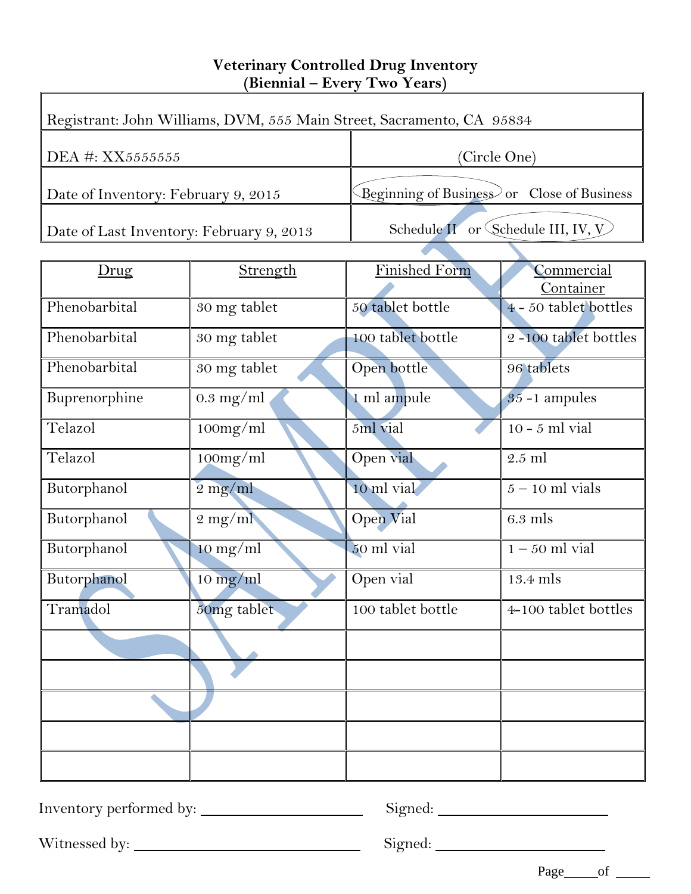**Veterinary Controlled Drug Inventory**
**(Biennial – Every Two Years)**

| | |
|---|---|
| Registrant: John Williams, DVM, 555 Main Street, Sacramento, CA 95834 | |
| DEA #: XX5555555 | (Circle One) |
| Date of Inventory: February 9, 2015 | (Beginning of Business) or Close of Business |
| Date of Last Inventory: February 9, 2013 | Schedule II or (Schedule III, IV, V) |

| Drug | Strength | Finished Form | Commercial Container |
|---|---|---|---|
| Phenobarbital | 30 mg tablet | 50 tablet bottle | 4 - 50 tablet bottles |
| Phenobarbital | 30 mg tablet | 100 tablet bottle | 2 -100 tablet bottles |
| Phenobarbital | 30 mg tablet | Open bottle | 96 tablets |
| Buprenorphine | 0.3 mg/ml | 1 ml ampule | 35 -1 ampules |
| Telazol | 100mg/ml | 5ml vial | 10 - 5 ml vial |
| Telazol | 100mg/ml | Open vial | 2.5 ml |
| Butorphanol | 2 mg/ml | 10 ml vial | 5 – 10 ml vials |
| Butorphanol | 2 mg/ml | Open Vial | 6.3 mls |
| Butorphanol | 10 mg/ml | 50 ml vial | 1 – 50 ml vial |
| Butorphanol | 10 mg/ml | Open vial | 13.4 mls |
| Tramadol | 50mg tablet | 100 tablet bottle | 4-100 tablet bottles |
| | | | |
| | | | |
| | | | |
| | | | |
| | | | |

Inventory performed by: ____________________ Signed: ____________________

Witnessed by: ____________________ Signed: ____________________

Page\_\_\_\_\_of \_\_\_\_\_